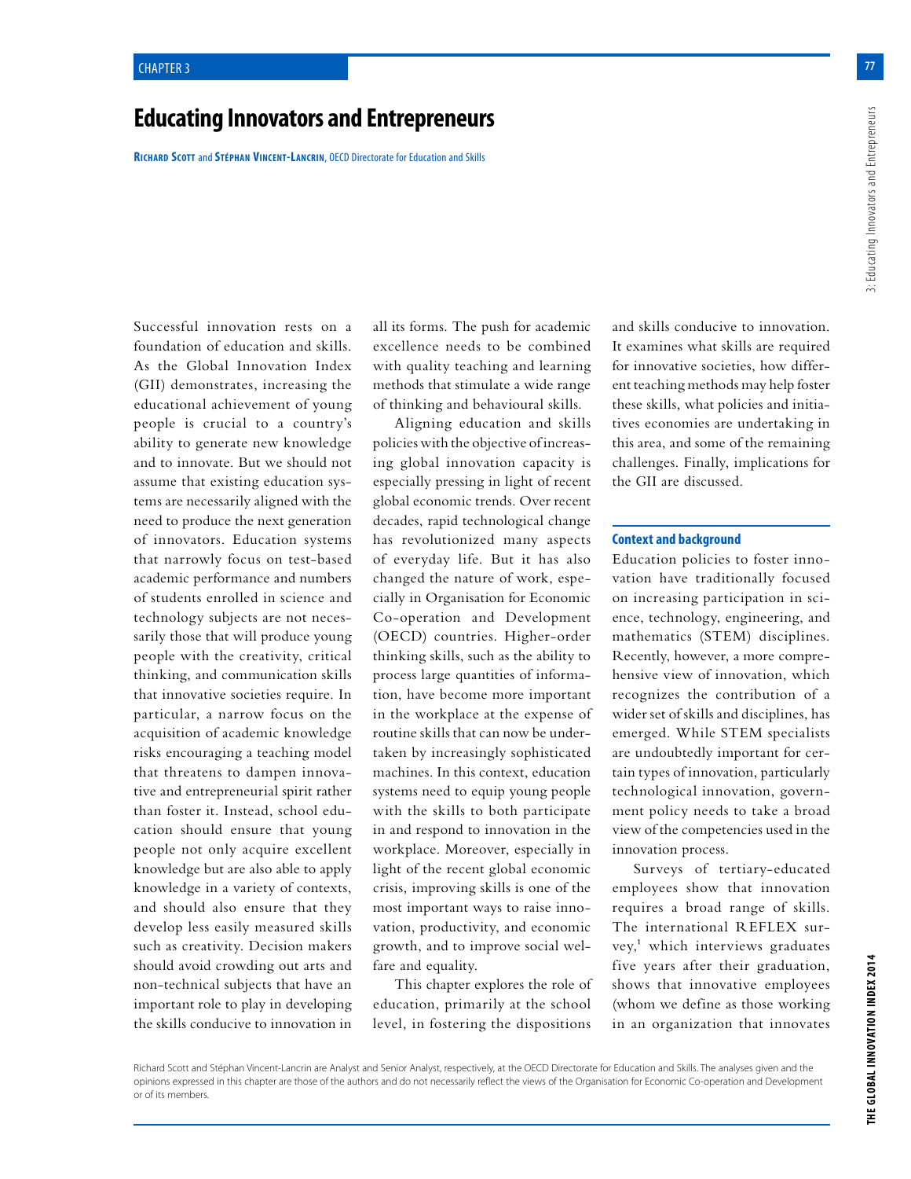# Educating Innovators and Entrepreneurs

**Richard Scott** and **Stéphan Vincent-Lancrin**, OECD Directorate for Education and Skills

Successful innovation rests on a foundation of education and skills. As the Global Innovation Index (GII) demonstrates, increasing the educational achievement of young people is crucial to a country's ability to generate new knowledge and to innovate. But we should not assume that existing education systems are necessarily aligned with the need to produce the next generation of innovators. Education systems that narrowly focus on test-based academic performance and numbers of students enrolled in science and technology subjects are not necessarily those that will produce young people with the creativity, critical thinking, and communication skills that innovative societies require. In particular, a narrow focus on the acquisition of academic knowledge risks encouraging a teaching model that threatens to dampen innovative and entrepreneurial spirit rather than foster it. Instead, school education should ensure that young people not only acquire excellent knowledge but are also able to apply knowledge in a variety of contexts, and should also ensure that they develop less easily measured skills such as creativity. Decision makers should avoid crowding out arts and non-technical subjects that have an important role to play in developing the skills conducive to innovation in all its forms. The push for academic excellence needs to be combined with quality teaching and learning methods that stimulate a wide range of thinking and behavioural skills.

Aligning education and skills policies with the objective of increasing global innovation capacity is especially pressing in light of recent global economic trends. Over recent decades, rapid technological change has revolutionized many aspects of everyday life. But it has also changed the nature of work, especially in Organisation for Economic Co-operation and Development (OECD) countries. Higher-order thinking skills, such as the ability to process large quantities of information, have become more important in the workplace at the expense of routine skills that can now be undertaken by increasingly sophisticated machines. In this context, education systems need to equip young people with the skills to both participate in and respond to innovation in the workplace. Moreover, especially in light of the recent global economic crisis, improving skills is one of the most important ways to raise innovation, productivity, and economic growth, and to improve social welfare and equality.

This chapter explores the role of education, primarily at the school level, in fostering the dispositions and skills conducive to innovation. It examines what skills are required for innovative societies, how different teaching methods may help foster these skills, what policies and initiatives economies are undertaking in this area, and some of the remaining challenges. Finally, implications for the GII are discussed.

## Context and background

Education policies to foster innovation have traditionally focused on increasing participation in science, technology, engineering, and mathematics (STEM) disciplines. Recently, however, a more comprehensive view of innovation, which recognizes the contribution of a wider set of skills and disciplines, has emerged. While STEM specialists are undoubtedly important for certain types of innovation, particularly technological innovation, government policy needs to take a broad view of the competencies used in the innovation process.

Surveys of tertiary-educated employees show that innovation requires a broad range of skills. The international REFLEX survey,[1] which interviews graduates five years after their graduation, shows that innovative employees (whom we define as those working in an organization that innovates

Richard Scott and Stéphan Vincent-Lancrin are Analyst and Senior Analyst, respectively, at the OECD Directorate for Education and Skills. The analyses given and the opinions expressed in this chapter are those of the authors and do not necessarily reflect the views of the Organisation for Economic Co-operation and Development or of its members.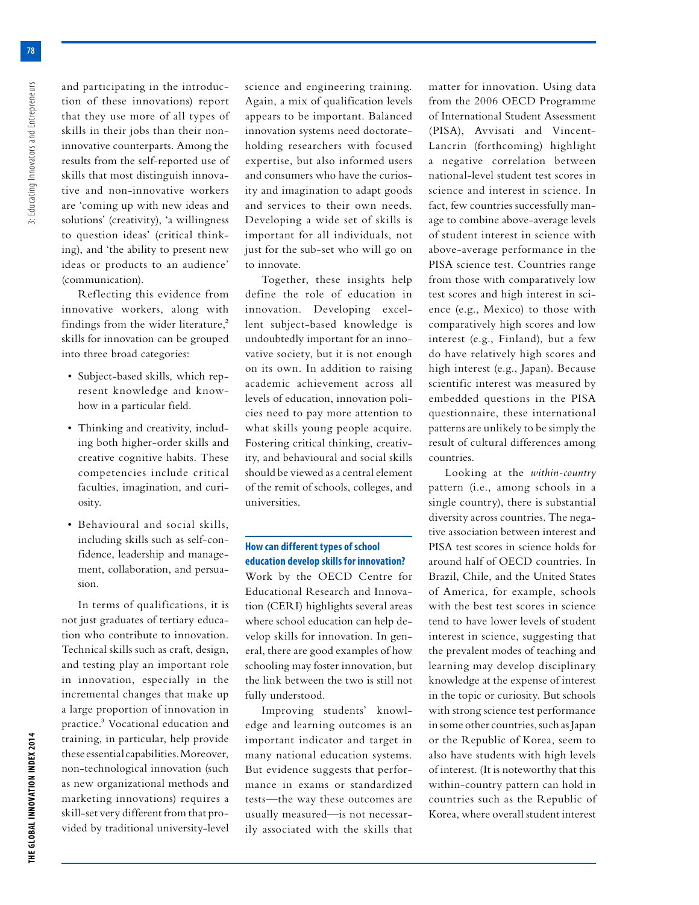and participating in the introduction of these innovations) report that they use more of all types of skills in their jobs than their non-innovative counterparts. Among the results from the self-reported use of skills that most distinguish innovative and non-innovative workers are 'coming up with new ideas and solutions' (creativity), 'a willingness to question ideas' (critical thinking), and 'the ability to present new ideas or products to an audience' (communication).

Reflecting this evidence from innovative workers, along with findings from the wider literature,[2] skills for innovation can be grouped into three broad categories:

- Subject-based skills, which represent knowledge and know-how in a particular field.
- Thinking and creativity, including both higher-order skills and creative cognitive habits. These competencies include critical faculties, imagination, and curiosity.
- Behavioural and social skills, including skills such as self-confidence, leadership and management, collaboration, and persuasion.

In terms of qualifications, it is not just graduates of tertiary education who contribute to innovation. Technical skills such as craft, design, and testing play an important role in innovation, especially in the incremental changes that make up a large proportion of innovation in practice.[3] Vocational education and training, in particular, help provide these essential capabilities. Moreover, non-technological innovation (such as new organizational methods and marketing innovations) requires a skill-set very different from that provided by traditional university-level science and engineering training. Again, a mix of qualification levels appears to be important. Balanced innovation systems need doctorate-holding researchers with focused expertise, but also informed users and consumers who have the curiosity and imagination to adapt goods and services to their own needs. Developing a wide set of skills is important for all individuals, not just for the sub-set who will go on to innovate.

Together, these insights help define the role of education in innovation. Developing excellent subject-based knowledge is undoubtedly important for an innovative society, but it is not enough on its own. In addition to raising academic achievement across all levels of education, innovation policies need to pay more attention to what skills young people acquire. Fostering critical thinking, creativity, and behavioural and social skills should be viewed as a central element of the remit of schools, colleges, and universities.

## How can different types of school education develop skills for innovation?

Work by the OECD Centre for Educational Research and Innovation (CERI) highlights several areas where school education can help develop skills for innovation. In general, there are good examples of how schooling may foster innovation, but the link between the two is still not fully understood.

Improving students' knowledge and learning outcomes is an important indicator and target in many national education systems. But evidence suggests that performance in exams or standardized tests—the way these outcomes are usually measured—is not necessarily associated with the skills that matter for innovation. Using data from the 2006 OECD Programme of International Student Assessment (PISA), Avvisati and Vincent-Lancrin (forthcoming) highlight a negative correlation between national-level student test scores in science and interest in science. In fact, few countries successfully manage to combine above-average levels of student interest in science with above-average performance in the PISA science test. Countries range from those with comparatively low test scores and high interest in science (e.g., Mexico) to those with comparatively high scores and low interest (e.g., Finland), but a few do have relatively high scores and high interest (e.g., Japan). Because scientific interest was measured by embedded questions in the PISA questionnaire, these international patterns are unlikely to be simply the result of cultural differences among countries.

Looking at the *within-country* pattern (i.e., among schools in a single country), there is substantial diversity across countries. The negative association between interest and PISA test scores in science holds for around half of OECD countries. In Brazil, Chile, and the United States of America, for example, schools with the best test scores in science tend to have lower levels of student interest in science, suggesting that the prevalent modes of teaching and learning may develop disciplinary knowledge at the expense of interest in the topic or curiosity. But schools with strong science test performance in some other countries, such as Japan or the Republic of Korea, seem to also have students with high levels of interest. (It is noteworthy that this within-country pattern can hold in countries such as the Republic of Korea, where overall student interest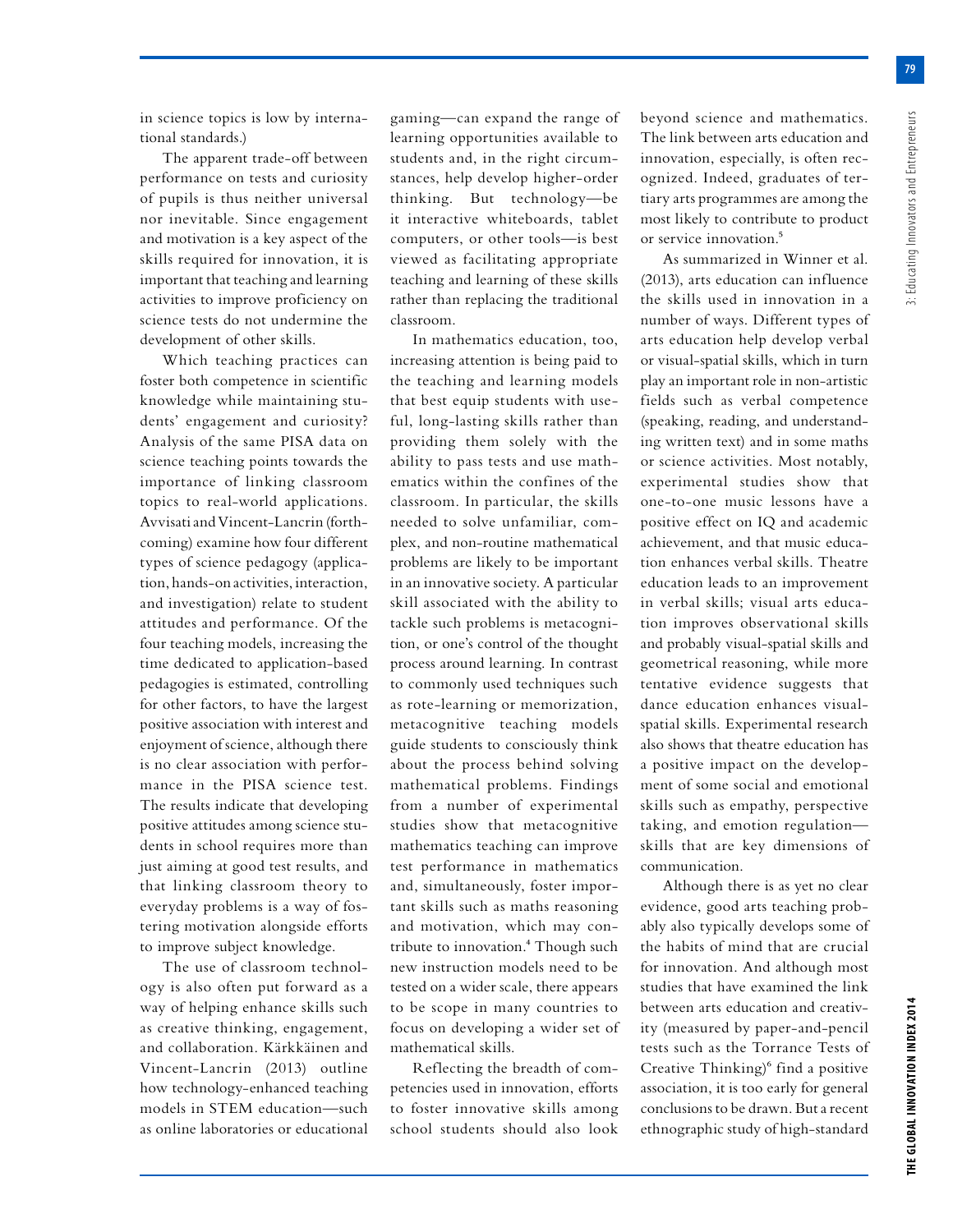in science topics is low by international standards.)

The apparent trade-off between performance on tests and curiosity of pupils is thus neither universal nor inevitable. Since engagement and motivation is a key aspect of the skills required for innovation, it is important that teaching and learning activities to improve proficiency on science tests do not undermine the development of other skills.

Which teaching practices can foster both competence in scientific knowledge while maintaining students' engagement and curiosity? Analysis of the same PISA data on science teaching points towards the importance of linking classroom topics to real-world applications. Avvisati and Vincent-Lancrin (forthcoming) examine how four different types of science pedagogy (application, hands-on activities, interaction, and investigation) relate to student attitudes and performance. Of the four teaching models, increasing the time dedicated to application-based pedagogies is estimated, controlling for other factors, to have the largest positive association with interest and enjoyment of science, although there is no clear association with performance in the PISA science test. The results indicate that developing positive attitudes among science students in school requires more than just aiming at good test results, and that linking classroom theory to everyday problems is a way of fostering motivation alongside efforts to improve subject knowledge.

The use of classroom technology is also often put forward as a way of helping enhance skills such as creative thinking, engagement, and collaboration. Kärkkäinen and Vincent-Lancrin (2013) outline how technology-enhanced teaching models in STEM education—such as online laboratories or educational gaming—can expand the range of learning opportunities available to students and, in the right circumstances, help develop higher-order thinking. But technology—be it interactive whiteboards, tablet computers, or other tools—is best viewed as facilitating appropriate teaching and learning of these skills rather than replacing the traditional classroom.

In mathematics education, too, increasing attention is being paid to the teaching and learning models that best equip students with useful, long-lasting skills rather than providing them solely with the ability to pass tests and use mathematics within the confines of the classroom. In particular, the skills needed to solve unfamiliar, complex, and non-routine mathematical problems are likely to be important in an innovative society. A particular skill associated with the ability to tackle such problems is metacognition, or one's control of the thought process around learning. In contrast to commonly used techniques such as rote-learning or memorization, metacognitive teaching models guide students to consciously think about the process behind solving mathematical problems. Findings from a number of experimental studies show that metacognitive mathematics teaching can improve test performance in mathematics and, simultaneously, foster important skills such as maths reasoning and motivation, which may contribute to innovation.[4] Though such new instruction models need to be tested on a wider scale, there appears to be scope in many countries to focus on developing a wider set of mathematical skills.

Reflecting the breadth of competencies used in innovation, efforts to foster innovative skills among school students should also look beyond science and mathematics. The link between arts education and innovation, especially, is often recognized. Indeed, graduates of tertiary arts programmes are among the most likely to contribute to product or service innovation.[5]

As summarized in Winner et al. (2013), arts education can influence the skills used in innovation in a number of ways. Different types of arts education help develop verbal or visual-spatial skills, which in turn play an important role in non-artistic fields such as verbal competence (speaking, reading, and understanding written text) and in some maths or science activities. Most notably, experimental studies show that one-to-one music lessons have a positive effect on IQ and academic achievement, and that music education enhances verbal skills. Theatre education leads to an improvement in verbal skills; visual arts education improves observational skills and probably visual-spatial skills and geometrical reasoning, while more tentative evidence suggests that dance education enhances visual-spatial skills. Experimental research also shows that theatre education has a positive impact on the development of some social and emotional skills such as empathy, perspective taking, and emotion regulation—skills that are key dimensions of communication.

Although there is as yet no clear evidence, good arts teaching probably also typically develops some of the habits of mind that are crucial for innovation. And although most studies that have examined the link between arts education and creativity (measured by paper-and-pencil tests such as the Torrance Tests of Creative Thinking)[6] find a positive association, it is too early for general conclusions to be drawn. But a recent ethnographic study of high-standard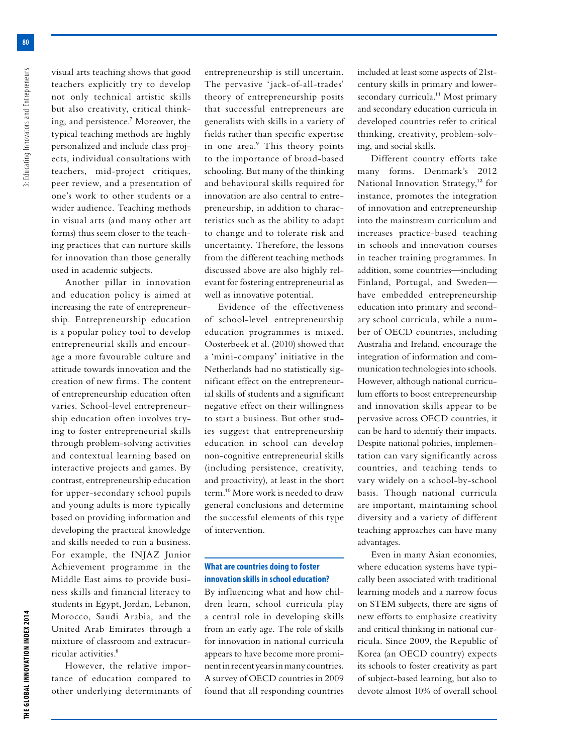visual arts teaching shows that good teachers explicitly try to develop not only technical artistic skills but also creativity, critical thinking, and persistence.[7] Moreover, the typical teaching methods are highly personalized and include class projects, individual consultations with teachers, mid-project critiques, peer review, and a presentation of one's work to other students or a wider audience. Teaching methods in visual arts (and many other art forms) thus seem closer to the teaching practices that can nurture skills for innovation than those generally used in academic subjects.

Another pillar in innovation and education policy is aimed at increasing the rate of entrepreneurship. Entrepreneurship education is a popular policy tool to develop entrepreneurial skills and encourage a more favourable culture and attitude towards innovation and the creation of new firms. The content of entrepreneurship education often varies. School-level entrepreneurship education often involves trying to foster entrepreneurial skills through problem-solving activities and contextual learning based on interactive projects and games. By contrast, entrepreneurship education for upper-secondary school pupils and young adults is more typically based on providing information and developing the practical knowledge and skills needed to run a business. For example, the INJAZ Junior Achievement programme in the Middle East aims to provide business skills and financial literacy to students in Egypt, Jordan, Lebanon, Morocco, Saudi Arabia, and the United Arab Emirates through a mixture of classroom and extracurricular activities.[8]

However, the relative importance of education compared to other underlying determinants of entrepreneurship is still uncertain. The pervasive 'jack-of-all-trades' theory of entrepreneurship posits that successful entrepreneurs are generalists with skills in a variety of fields rather than specific expertise in one area.[9] This theory points to the importance of broad-based schooling. But many of the thinking and behavioural skills required for innovation are also central to entrepreneurship, in addition to characteristics such as the ability to adapt to change and to tolerate risk and uncertainty. Therefore, the lessons from the different teaching methods discussed above are also highly relevant for fostering entrepreneurial as well as innovative potential.

Evidence of the effectiveness of school-level entrepreneurship education programmes is mixed. Oosterbeek et al. (2010) showed that a 'mini-company' initiative in the Netherlands had no statistically significant effect on the entrepreneurial skills of students and a significant negative effect on their willingness to start a business. But other studies suggest that entrepreneurship education in school can develop non-cognitive entrepreneurial skills (including persistence, creativity, and proactivity), at least in the short term.[10] More work is needed to draw general conclusions and determine the successful elements of this type of intervention.

### What are countries doing to foster innovation skills in school education?

By influencing what and how children learn, school curricula play a central role in developing skills from an early age. The role of skills for innovation in national curricula appears to have become more prominent in recent years in many countries. A survey of OECD countries in 2009 found that all responding countries included at least some aspects of 21st-century skills in primary and lower-secondary curricula.[11] Most primary and secondary education curricula in developed countries refer to critical thinking, creativity, problem-solving, and social skills.

Different country efforts take many forms. Denmark's 2012 National Innovation Strategy,[12] for instance, promotes the integration of innovation and entrepreneurship into the mainstream curriculum and increases practice-based teaching in schools and innovation courses in teacher training programmes. In addition, some countries—including Finland, Portugal, and Sweden—have embedded entrepreneurship education into primary and secondary school curricula, while a number of OECD countries, including Australia and Ireland, encourage the integration of information and communication technologies into schools. However, although national curriculum efforts to boost entrepreneurship and innovation skills appear to be pervasive across OECD countries, it can be hard to identify their impacts. Despite national policies, implementation can vary significantly across countries, and teaching tends to vary widely on a school-by-school basis. Though national curricula are important, maintaining school diversity and a variety of different teaching approaches can have many advantages.

Even in many Asian economies, where education systems have typically been associated with traditional learning models and a narrow focus on STEM subjects, there are signs of new efforts to emphasize creativity and critical thinking in national curricula. Since 2009, the Republic of Korea (an OECD country) expects its schools to foster creativity as part of subject-based learning, but also to devote almost 10% of overall school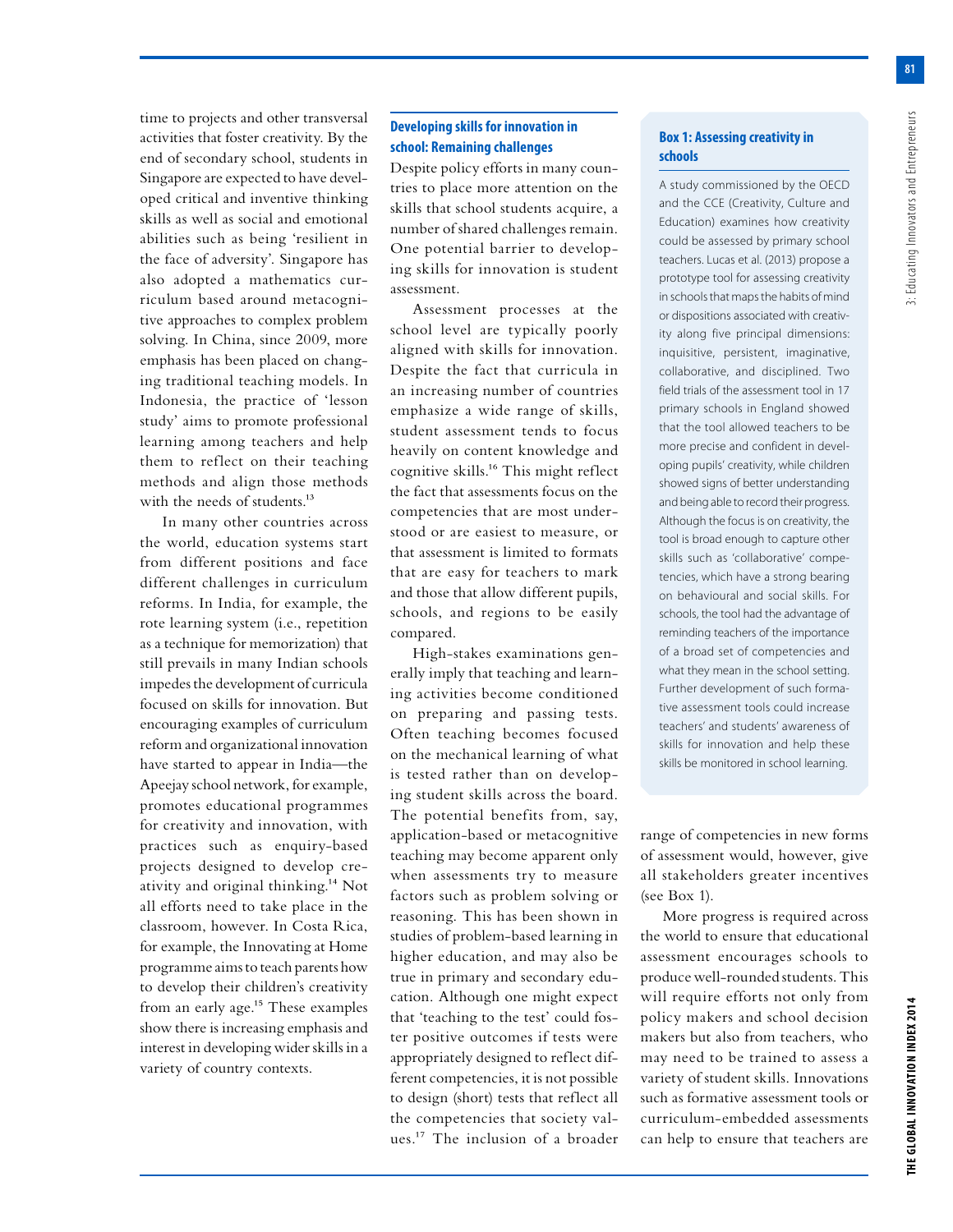time to projects and other transversal activities that foster creativity. By the end of secondary school, students in Singapore are expected to have developed critical and inventive thinking skills as well as social and emotional abilities such as being 'resilient in the face of adversity'. Singapore has also adopted a mathematics curriculum based around metacognitive approaches to complex problem solving. In China, since 2009, more emphasis has been placed on changing traditional teaching models. In Indonesia, the practice of 'lesson study' aims to promote professional learning among teachers and help them to reflect on their teaching methods and align those methods with the needs of students.[13]

In many other countries across the world, education systems start from different positions and face different challenges in curriculum reforms. In India, for example, the rote learning system (i.e., repetition as a technique for memorization) that still prevails in many Indian schools impedes the development of curricula focused on skills for innovation. But encouraging examples of curriculum reform and organizational innovation have started to appear in India—the Apeejay school network, for example, promotes educational programmes for creativity and innovation, with practices such as enquiry-based projects designed to develop creativity and original thinking.[14] Not all efforts need to take place in the classroom, however. In Costa Rica, for example, the Innovating at Home programme aims to teach parents how to develop their children's creativity from an early age.[15] These examples show there is increasing emphasis and interest in developing wider skills in a variety of country contexts.

## Developing skills for innovation in school: Remaining challenges

Despite policy efforts in many countries to place more attention on the skills that school students acquire, a number of shared challenges remain. One potential barrier to developing skills for innovation is student assessment.

Assessment processes at the school level are typically poorly aligned with skills for innovation. Despite the fact that curricula in an increasing number of countries emphasize a wide range of skills, student assessment tends to focus heavily on content knowledge and cognitive skills.[16] This might reflect the fact that assessments focus on the competencies that are most understood or are easiest to measure, or that assessment is limited to formats that are easy for teachers to mark and those that allow different pupils, schools, and regions to be easily compared.

High-stakes examinations generally imply that teaching and learning activities become conditioned on preparing and passing tests. Often teaching becomes focused on the mechanical learning of what is tested rather than on developing student skills across the board. The potential benefits from, say, application-based or metacognitive teaching may become apparent only when assessments try to measure factors such as problem solving or reasoning. This has been shown in studies of problem-based learning in higher education, and may also be true in primary and secondary education. Although one might expect that 'teaching to the test' could foster positive outcomes if tests were appropriately designed to reflect different competencies, it is not possible to design (short) tests that reflect all the competencies that society values.[17] The inclusion of a broader range of competencies in new forms of assessment would, however, give all stakeholders greater incentives (see Box 1).

More progress is required across the world to ensure that educational assessment encourages schools to produce well-rounded students. This will require efforts not only from policy makers and school decision makers but also from teachers, who may need to be trained to assess a variety of student skills. Innovations such as formative assessment tools or curriculum-embedded assessments can help to ensure that teachers are

### Box 1: Assessing creativity in schools

A study commissioned by the OECD and the CCE (Creativity, Culture and Education) examines how creativity could be assessed by primary school teachers. Lucas et al. (2013) propose a prototype tool for assessing creativity in schools that maps the habits of mind or dispositions associated with creativity along five principal dimensions: inquisitive, persistent, imaginative, collaborative, and disciplined. Two field trials of the assessment tool in 17 primary schools in England showed that the tool allowed teachers to be more precise and confident in developing pupils' creativity, while children showed signs of better understanding and being able to record their progress. Although the focus is on creativity, the tool is broad enough to capture other skills such as 'collaborative' competencies, which have a strong bearing on behavioural and social skills. For schools, the tool had the advantage of reminding teachers of the importance of a broad set of competencies and what they mean in the school setting. Further development of such formative assessment tools could increase teachers' and students' awareness of skills for innovation and help these skills be monitored in school learning.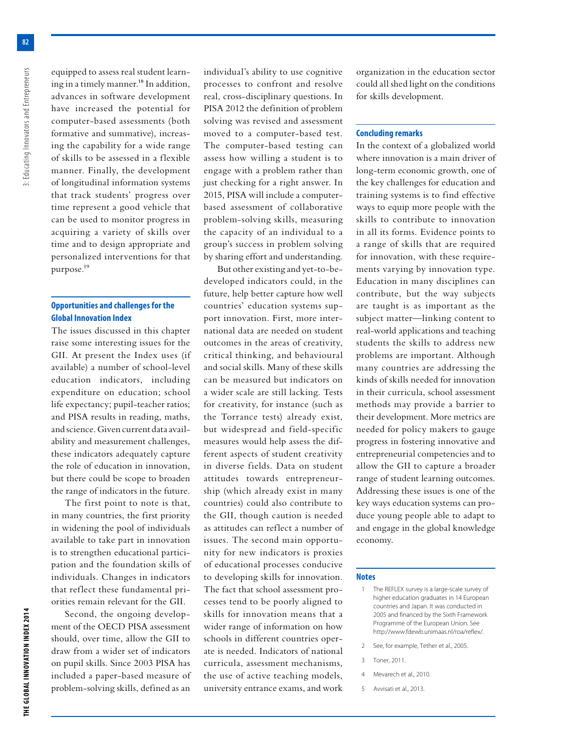equipped to assess real student learning in a timely manner.[18] In addition, advances in software development have increased the potential for computer-based assessments (both formative and summative), increasing the capability for a wide range of skills to be assessed in a flexible manner. Finally, the development of longitudinal information systems that track students' progress over time represent a good vehicle that can be used to monitor progress in acquiring a variety of skills over time and to design appropriate and personalized interventions for that purpose.[19]

## Opportunities and challenges for the Global Innovation Index

The issues discussed in this chapter raise some interesting issues for the GII. At present the Index uses (if available) a number of school-level education indicators, including expenditure on education; school life expectancy; pupil-teacher ratios; and PISA results in reading, maths, and science. Given current data availability and measurement challenges, these indicators adequately capture the role of education in innovation, but there could be scope to broaden the range of indicators in the future.

The first point to note is that, in many countries, the first priority in widening the pool of individuals available to take part in innovation is to strengthen educational participation and the foundation skills of individuals. Changes in indicators that reflect these fundamental priorities remain relevant for the GII.

Second, the ongoing development of the OECD PISA assessment should, over time, allow the GII to draw from a wider set of indicators on pupil skills. Since 2003 PISA has included a paper-based measure of problem-solving skills, defined as an individual's ability to use cognitive processes to confront and resolve real, cross-disciplinary questions. In PISA 2012 the definition of problem solving was revised and assessment moved to a computer-based test. The computer-based testing can assess how willing a student is to engage with a problem rather than just checking for a right answer. In 2015, PISA will include a computer-based assessment of collaborative problem-solving skills, measuring the capacity of an individual to a group's success in problem solving by sharing effort and understanding.

But other existing and yet-to-be-developed indicators could, in the future, help better capture how well countries' education systems support innovation. First, more international data are needed on student outcomes in the areas of creativity, critical thinking, and behavioural and social skills. Many of these skills can be measured but indicators on a wider scale are still lacking. Tests for creativity, for instance (such as the Torrance tests) already exist, but widespread and field-specific measures would help assess the different aspects of student creativity in diverse fields. Data on student attitudes towards entrepreneurship (which already exist in many countries) could also contribute to the GII, though caution is needed as attitudes can reflect a number of issues. The second main opportunity for new indicators is proxies of educational processes conducive to developing skills for innovation. The fact that school assessment processes tend to be poorly aligned to skills for innovation means that a wider range of information on how schools in different countries operate is needed. Indicators of national curricula, assessment mechanisms, the use of active teaching models, university entrance exams, and work organization in the education sector could all shed light on the conditions for skills development.

## Concluding remarks

In the context of a globalized world where innovation is a main driver of long-term economic growth, one of the key challenges for education and training systems is to find effective ways to equip more people with the skills to contribute to innovation in all its forms. Evidence points to a range of skills that are required for innovation, with these requirements varying by innovation type. Education in many disciplines can contribute, but the way subjects are taught is as important as the subject matter—linking content to real-world applications and teaching students the skills to address new problems are important. Although many countries are addressing the kinds of skills needed for innovation in their curricula, school assessment methods may provide a barrier to their development. More metrics are needed for policy makers to gauge progress in fostering innovative and entrepreneurial competencies and to allow the GII to capture a broader range of student learning outcomes. Addressing these issues is one of the key ways education systems can produce young people able to adapt to and engage in the global knowledge economy.

## Notes

1. The REFLEX survey is a large-scale survey of higher education graduates in 14 European countries and Japan. It was conducted in 2005 and financed by the Sixth Framework Programme of the European Union. See http://www.fdewb.unimaas.nl/roa/reflex/.
2. See, for example, Tether et al., 2005.
3. Toner, 2011.
4. Mevarech et al., 2010.
5. Avvisati et al., 2013.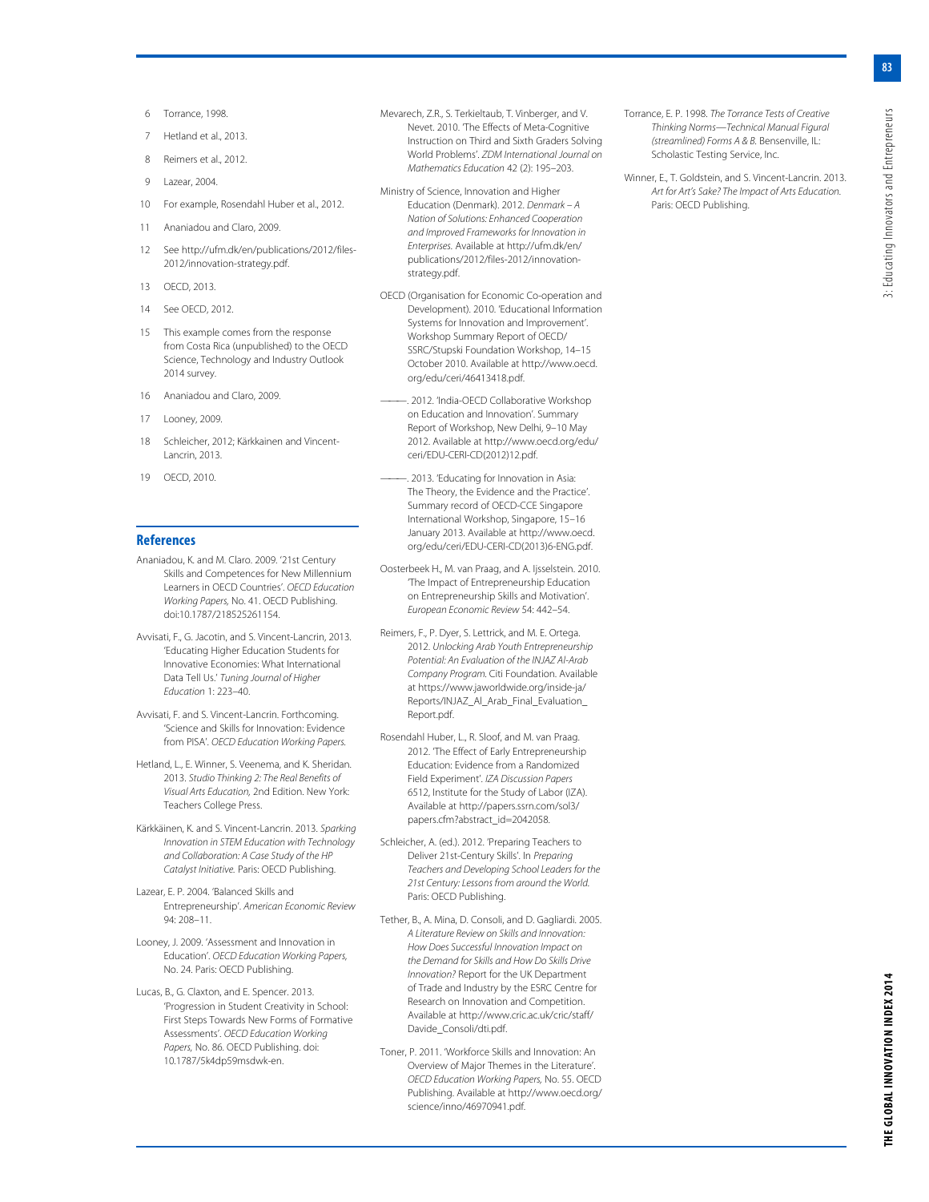6 Torrance, 1998.

7 Hetland et al., 2013.

8 Reimers et al., 2012.

9 Lazear, 2004.

10 For example, Rosendahl Huber et al., 2012.

11 Ananiadou and Claro, 2009.

12 See http://ufm.dk/en/publications/2012/files-2012/innovation-strategy.pdf.

13 OECD, 2013.

14 See OECD, 2012.

15 This example comes from the response from Costa Rica (unpublished) to the OECD Science, Technology and Industry Outlook 2014 survey.

16 Ananiadou and Claro, 2009.

17 Looney, 2009.

18 Schleicher, 2012; Kärkkainen and Vincent-Lancrin, 2013.

19 OECD, 2010.

## References

Ananiadou, K. and M. Claro. 2009. '21st Century Skills and Competences for New Millennium Learners in OECD Countries'. *OECD Education Working Papers,* No. 41. OECD Publishing. doi:10.1787/218525261154.

Avvisati, F., G. Jacotin, and S. Vincent-Lancrin, 2013. 'Educating Higher Education Students for Innovative Economies: What International Data Tell Us.' *Tuning Journal of Higher Education* 1: 223–40.

Avvisati, F. and S. Vincent-Lancrin. Forthcoming. 'Science and Skills for Innovation: Evidence from PISA'. *OECD Education Working Papers.*

Hetland, L., E. Winner, S. Veenema, and K. Sheridan. 2013. *Studio Thinking 2: The Real Benefits of Visual Arts Education,* 2nd Edition. New York: Teachers College Press.

Kärkkäinen, K. and S. Vincent-Lancrin. 2013. *Sparking Innovation in STEM Education with Technology and Collaboration: A Case Study of the HP Catalyst Initiative.* Paris: OECD Publishing.

Lazear, E. P. 2004. 'Balanced Skills and Entrepreneurship'. *American Economic Review* 94: 208–11.

Looney, J. 2009. 'Assessment and Innovation in Education'. *OECD Education Working Papers,* No. 24. Paris: OECD Publishing.

Lucas, B., G. Claxton, and E. Spencer. 2013. 'Progression in Student Creativity in School: First Steps Towards New Forms of Formative Assessments'. *OECD Education Working Papers,* No. 86. OECD Publishing. doi: 10.1787/5k4dp59msdwk-en.

Mevarech, Z.R., S. Terkieltaub, T. Vinberger, and V. Nevet. 2010. 'The Effects of Meta-Cognitive Instruction on Third and Sixth Graders Solving World Problems'. *ZDM International Journal on Mathematics Education* 42 (2): 195–203.

Ministry of Science, Innovation and Higher Education (Denmark). 2012. *Denmark – A Nation of Solutions: Enhanced Cooperation and Improved Frameworks for Innovation in Enterprises.* Available at http://ufm.dk/en/publications/2012/files-2012/innovation-strategy.pdf.

OECD (Organisation for Economic Co-operation and Development). 2010. 'Educational Information Systems for Innovation and Improvement'. Workshop Summary Report of OECD/SSRC/Stupski Foundation Workshop, 14–15 October 2010. Available at http://www.oecd.org/edu/ceri/46413418.pdf.

———. 2012. 'India-OECD Collaborative Workshop on Education and Innovation'. Summary Report of Workshop, New Delhi, 9–10 May 2012. Available at http://www.oecd.org/edu/ceri/EDU-CERI-CD(2012)12.pdf.

———. 2013. 'Educating for Innovation in Asia: The Theory, the Evidence and the Practice'. Summary record of OECD-CCE Singapore International Workshop, Singapore, 15–16 January 2013. Available at http://www.oecd.org/edu/ceri/EDU-CERI-CD(2013)6-ENG.pdf.

Oosterbeek H., M. van Praag, and A. Ijsselstein. 2010. 'The Impact of Entrepreneurship Education on Entrepreneurship Skills and Motivation'. *European Economic Review* 54: 442–54.

Reimers, F., P. Dyer, S. Lettrick, and M. E. Ortega. 2012. *Unlocking Arab Youth Entrepreneurship Potential: An Evaluation of the INJAZ Al-Arab Company Program.* Citi Foundation. Available at https://www.jaworldwide.org/inside-ja/Reports/INJAZ_Al_Arab_Final_Evaluation_Report.pdf.

Rosendahl Huber, L., R. Sloof, and M. van Praag. 2012. 'The Effect of Early Entrepreneurship Education: Evidence from a Randomized Field Experiment'. *IZA Discussion Papers* 6512, Institute for the Study of Labor (IZA). Available at http://papers.ssrn.com/sol3/papers.cfm?abstract_id=2042058.

Schleicher, A. (ed.). 2012. 'Preparing Teachers to Deliver 21st-Century Skills'. In *Preparing Teachers and Developing School Leaders for the 21st Century: Lessons from around the World.* Paris: OECD Publishing.

Tether, B., A. Mina, D. Consoli, and D. Gagliardi. 2005. *A Literature Review on Skills and Innovation: How Does Successful Innovation Impact on the Demand for Skills and How Do Skills Drive Innovation?* Report for the UK Department of Trade and Industry by the ESRC Centre for Research on Innovation and Competition. Available at http://www.cric.ac.uk/cric/staff/Davide_Consoli/dti.pdf.

Toner, P. 2011. 'Workforce Skills and Innovation: An Overview of Major Themes in the Literature'. *OECD Education Working Papers,* No. 55. OECD Publishing. Available at http://www.oecd.org/science/inno/46970941.pdf.

Torrance, E. P. 1998. *The Torrance Tests of Creative Thinking Norms—Technical Manual Figural (streamlined) Forms A & B.* Bensenville, IL: Scholastic Testing Service, Inc.

Winner, E., T. Goldstein, and S. Vincent-Lancrin. 2013. *Art for Art's Sake? The Impact of Arts Education.* Paris: OECD Publishing.